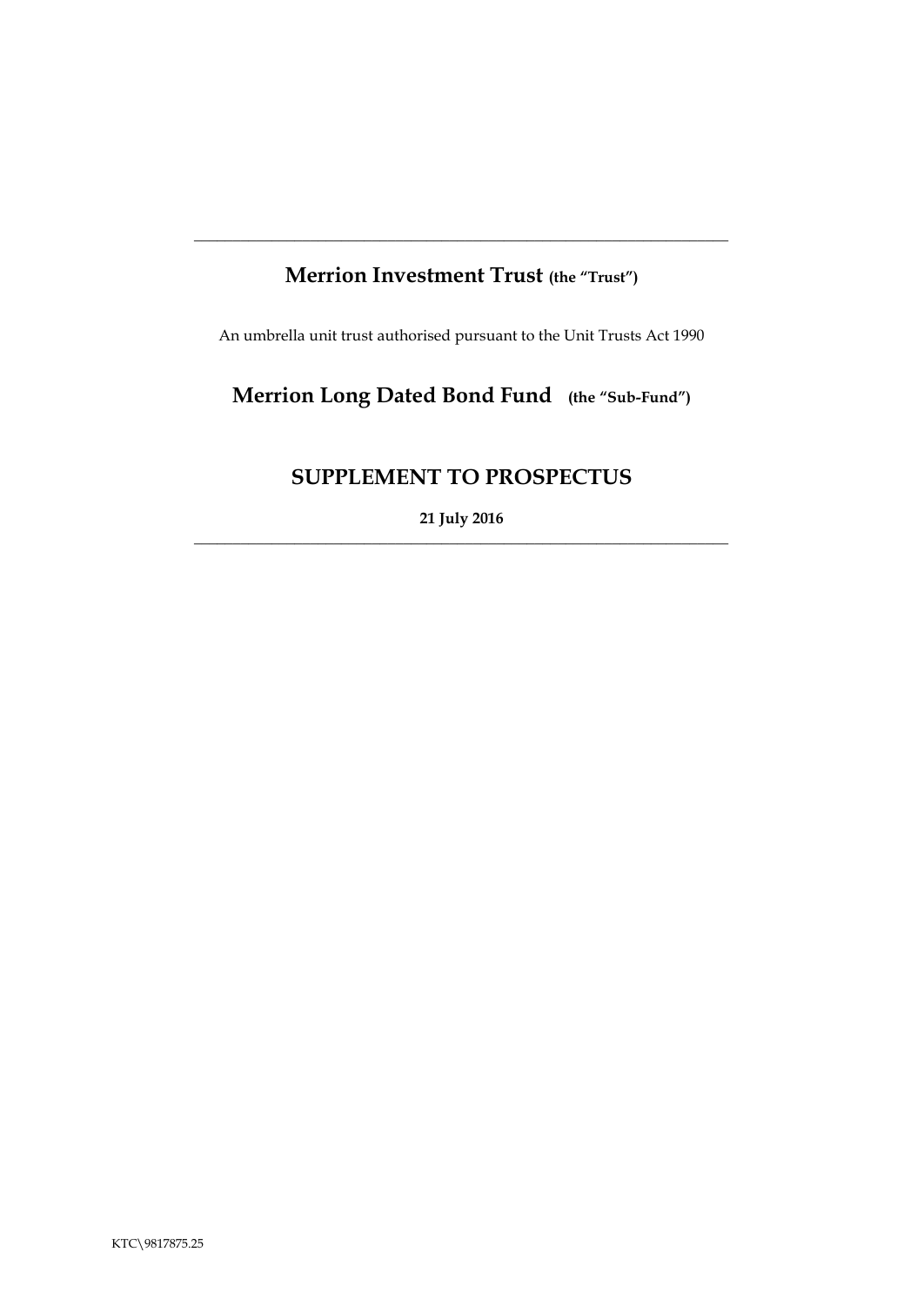---

# Merrion Investment Trust **(the "Trust")**

An umbrella unit trust authorised pursuant to the Unit Trusts Act 1990

## Merrion Long Dated Bond Fund **(the "Sub-Fund")**

## SUPPLEMENT TO PROSPECTUS

**21 July 2016**

---

KTC\9817875.25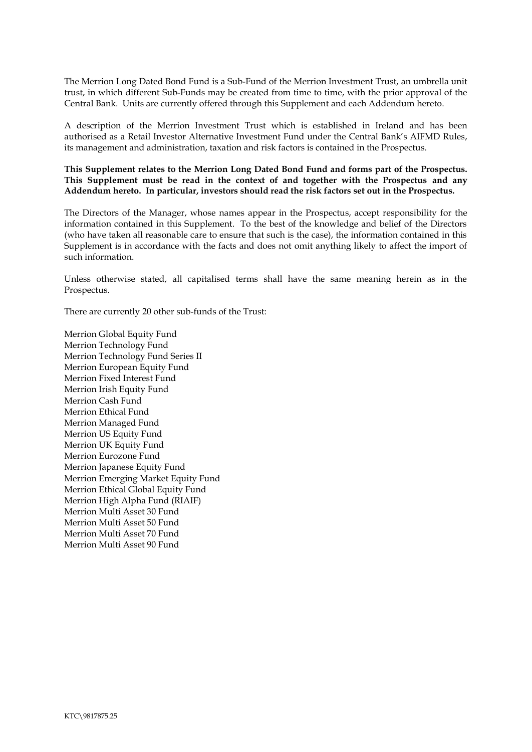The Merrion Long Dated Bond Fund is a Sub-Fund of the Merrion Investment Trust, an umbrella unit trust, in which different Sub-Funds may be created from time to time, with the prior approval of the Central Bank. Units are currently offered through this Supplement and each Addendum hereto.

A description of the Merrion Investment Trust which is established in Ireland and has been authorised as a Retail Investor Alternative Investment Fund under the Central Bank's AIFMD Rules, its management and administration, taxation and risk factors is contained in the Prospectus.

**This Supplement relates to the Merrion Long Dated Bond Fund and forms part of the Prospectus. This Supplement must be read in the context of and together with the Prospectus and any Addendum hereto. In particular, investors should read the risk factors set out in the Prospectus.**

The Directors of the Manager, whose names appear in the Prospectus, accept responsibility for the information contained in this Supplement. To the best of the knowledge and belief of the Directors (who have taken all reasonable care to ensure that such is the case), the information contained in this Supplement is in accordance with the facts and does not omit anything likely to affect the import of such information.

Unless otherwise stated, all capitalised terms shall have the same meaning herein as in the Prospectus.

There are currently 20 other sub-funds of the Trust:

Merrion Global Equity Fund
Merrion Technology Fund
Merrion Technology Fund Series II
Merrion European Equity Fund
Merrion Fixed Interest Fund
Merrion Irish Equity Fund
Merrion Cash Fund
Merrion Ethical Fund
Merrion Managed Fund
Merrion US Equity Fund
Merrion UK Equity Fund
Merrion Eurozone Fund
Merrion Japanese Equity Fund
Merrion Emerging Market Equity Fund
Merrion Ethical Global Equity Fund
Merrion High Alpha Fund (RIAIF)
Merrion Multi Asset 30 Fund
Merrion Multi Asset 50 Fund
Merrion Multi Asset 70 Fund
Merrion Multi Asset 90 Fund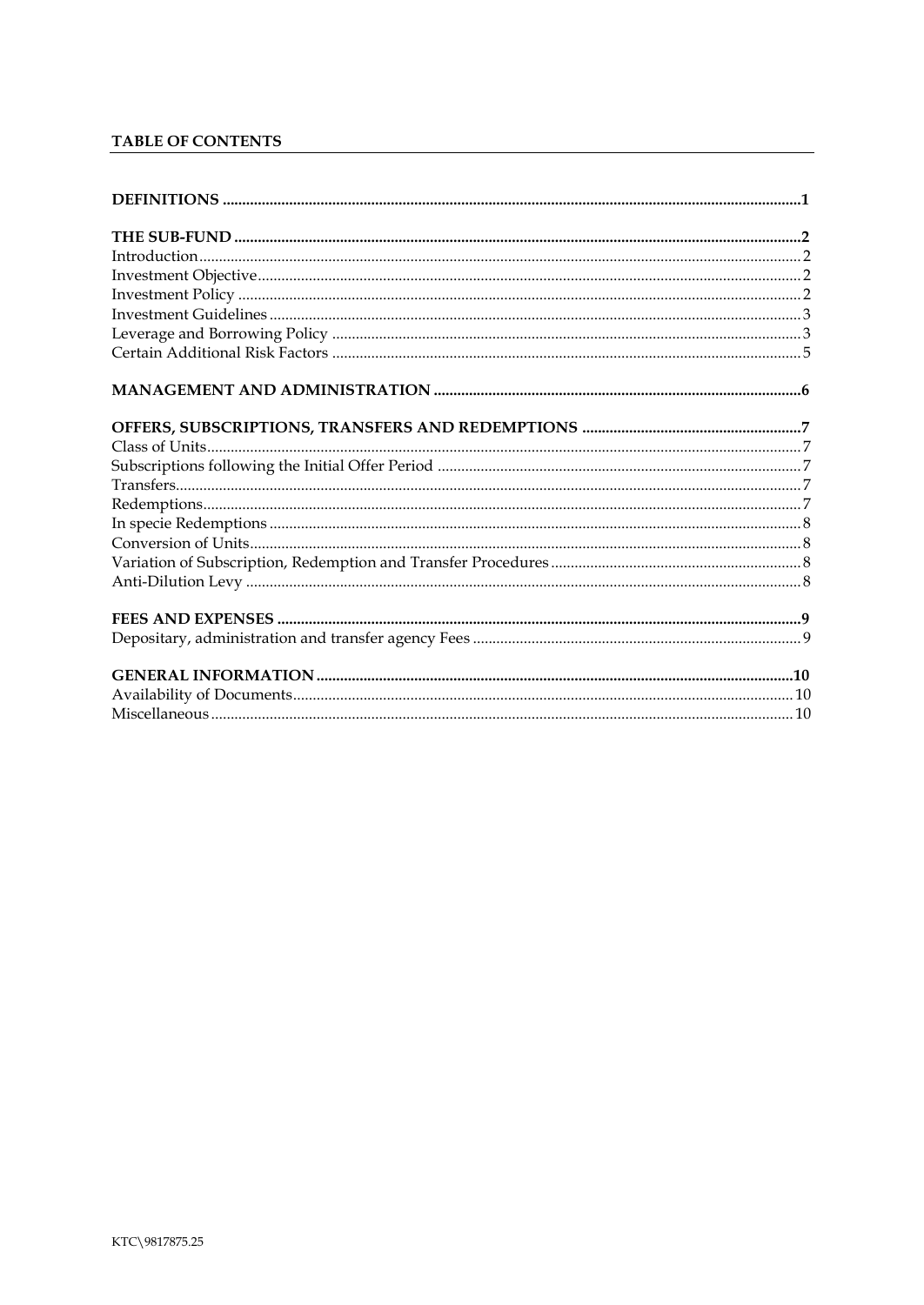# TABLE OF CONTENTS

**DEFINITIONS** .................................................................................................................................1

**THE SUB-FUND** ..............................................................................................................................2

Introduction .........................................................................................................................................2

Investment Objective ..........................................................................................................................2

Investment Policy ...............................................................................................................................2

Investment Guidelines .......................................................................................................................3

Leverage and Borrowing Policy .......................................................................................................3

Certain Additional Risk Factors .......................................................................................................5

**MANAGEMENT AND ADMINISTRATION** .............................................................................6

**OFFERS, SUBSCRIPTIONS, TRANSFERS AND REDEMPTIONS** ........................................7

Class of Units .......................................................................................................................................7

Subscriptions following the Initial Offer Period ............................................................................7

Transfers ...............................................................................................................................................7

Redemptions ........................................................................................................................................7

In specie Redemptions .......................................................................................................................8

Conversion of Units ............................................................................................................................8

Variation of Subscription, Redemption and Transfer Procedures ...............................................8

Anti-Dilution Levy .............................................................................................................................8

**FEES AND EXPENSES** ...................................................................................................................9

Depositary, administration and transfer agency Fees ...................................................................9

**GENERAL INFORMATION** .........................................................................................................10

Availability of Documents ..............................................................................................................10

Miscellaneous ....................................................................................................................................10

KTC\9817875.25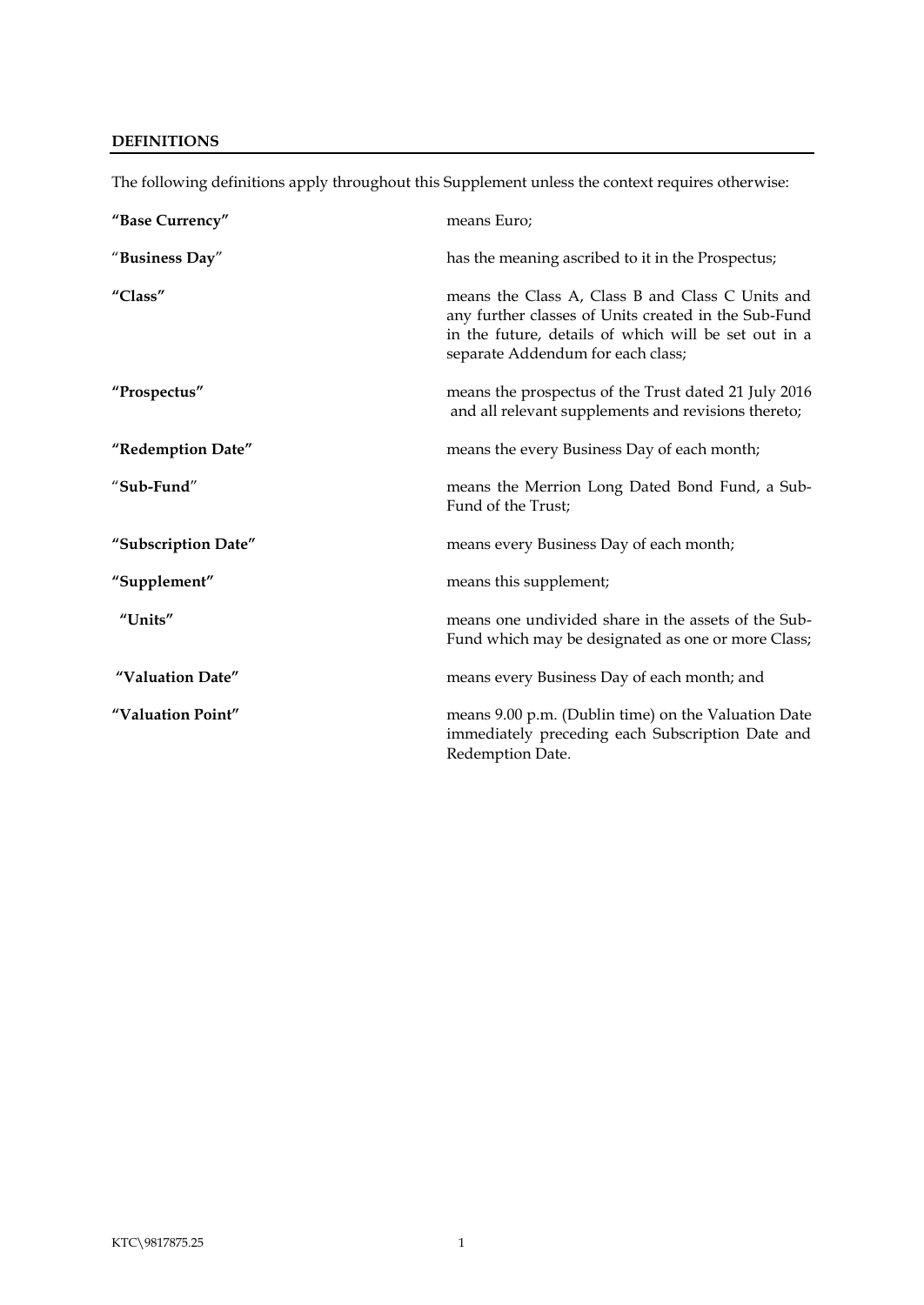## DEFINITIONS

The following definitions apply throughout this Supplement unless the context requires otherwise:

| | |
|---|---|
| **"Base Currency"** | means Euro; |
| **"Business Day"** | has the meaning ascribed to it in the Prospectus; |
| **"Class"** | means the Class A, Class B and Class C Units and any further classes of Units created in the Sub-Fund in the future, details of which will be set out in a separate Addendum for each class; |
| **"Prospectus"** | means the prospectus of the Trust dated 21 July 2016 and all relevant supplements and revisions thereto; |
| **"Redemption Date"** | means the every Business Day of each month; |
| **"Sub-Fund"** | means the Merrion Long Dated Bond Fund, a Sub-Fund of the Trust; |
| **"Subscription Date"** | means every Business Day of each month; |
| **"Supplement"** | means this supplement; |
| **"Units"** | means one undivided share in the assets of the Sub-Fund which may be designated as one or more Class; |
| **"Valuation Date"** | means every Business Day of each month; and |
| **"Valuation Point"** | means 9.00 p.m. (Dublin time) on the Valuation Date immediately preceding each Subscription Date and Redemption Date. |

KTC\9817875.25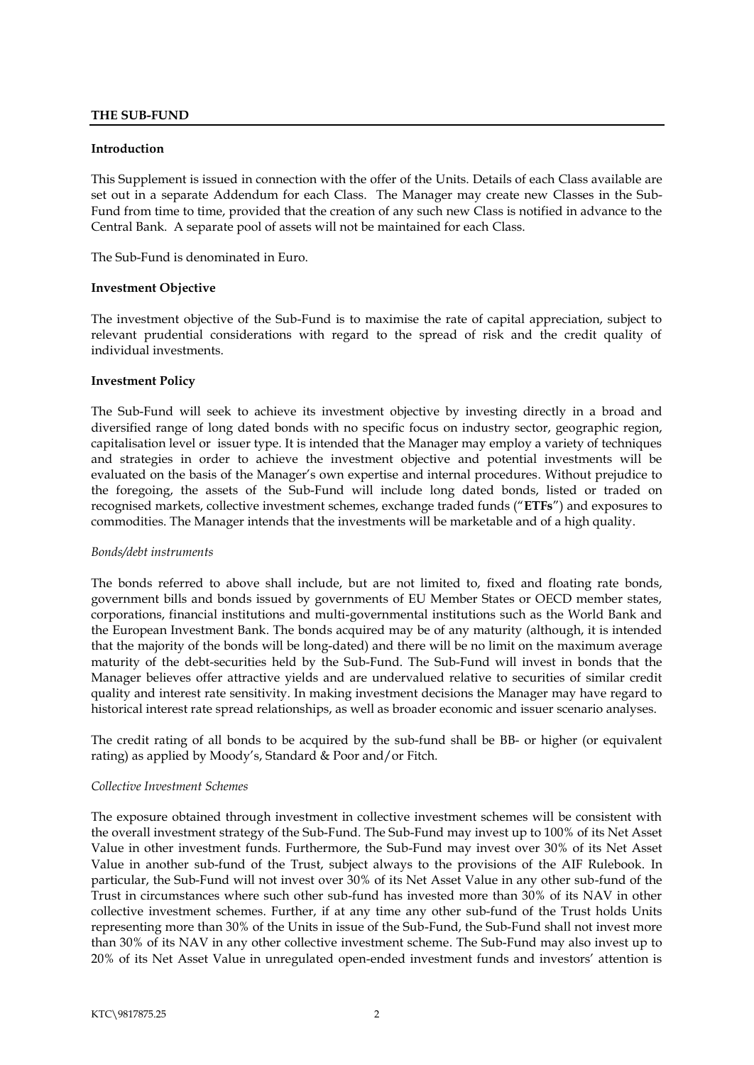## THE SUB-FUND

**Introduction**

This Supplement is issued in connection with the offer of the Units. Details of each Class available are set out in a separate Addendum for each Class. The Manager may create new Classes in the Sub-Fund from time to time, provided that the creation of any such new Class is notified in advance to the Central Bank. A separate pool of assets will not be maintained for each Class.

The Sub-Fund is denominated in Euro.

**Investment Objective**

The investment objective of the Sub-Fund is to maximise the rate of capital appreciation, subject to relevant prudential considerations with regard to the spread of risk and the credit quality of individual investments.

**Investment Policy**

The Sub-Fund will seek to achieve its investment objective by investing directly in a broad and diversified range of long dated bonds with no specific focus on industry sector, geographic region, capitalisation level or issuer type. It is intended that the Manager may employ a variety of techniques and strategies in order to achieve the investment objective and potential investments will be evaluated on the basis of the Manager's own expertise and internal procedures. Without prejudice to the foregoing, the assets of the Sub-Fund will include long dated bonds, listed or traded on recognised markets, collective investment schemes, exchange traded funds ("**ETFs**") and exposures to commodities. The Manager intends that the investments will be marketable and of a high quality.

*Bonds/debt instruments*

The bonds referred to above shall include, but are not limited to, fixed and floating rate bonds, government bills and bonds issued by governments of EU Member States or OECD member states, corporations, financial institutions and multi-governmental institutions such as the World Bank and the European Investment Bank. The bonds acquired may be of any maturity (although, it is intended that the majority of the bonds will be long-dated) and there will be no limit on the maximum average maturity of the debt-securities held by the Sub-Fund. The Sub-Fund will invest in bonds that the Manager believes offer attractive yields and are undervalued relative to securities of similar credit quality and interest rate sensitivity. In making investment decisions the Manager may have regard to historical interest rate spread relationships, as well as broader economic and issuer scenario analyses.

The credit rating of all bonds to be acquired by the sub-fund shall be BB- or higher (or equivalent rating) as applied by Moody's, Standard & Poor and/or Fitch.

*Collective Investment Schemes*

The exposure obtained through investment in collective investment schemes will be consistent with the overall investment strategy of the Sub-Fund. The Sub-Fund may invest up to 100% of its Net Asset Value in other investment funds. Furthermore, the Sub-Fund may invest over 30% of its Net Asset Value in another sub-fund of the Trust, subject always to the provisions of the AIF Rulebook. In particular, the Sub-Fund will not invest over 30% of its Net Asset Value in any other sub-fund of the Trust in circumstances where such other sub-fund has invested more than 30% of its NAV in other collective investment schemes. Further, if at any time any other sub-fund of the Trust holds Units representing more than 30% of the Units in issue of the Sub-Fund, the Sub-Fund shall not invest more than 30% of its NAV in any other collective investment scheme. The Sub-Fund may also invest up to 20% of its Net Asset Value in unregulated open-ended investment funds and investors' attention is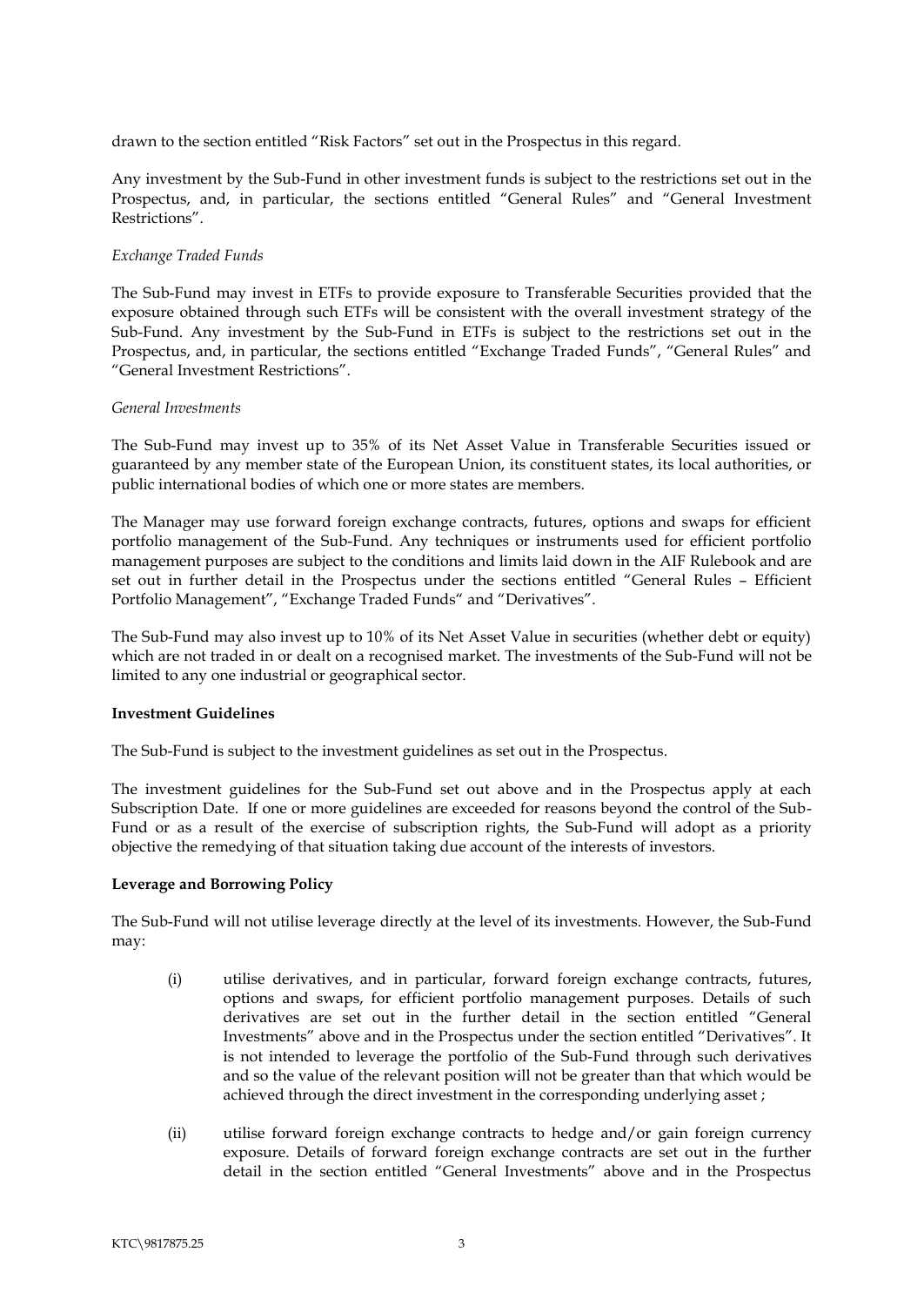drawn to the section entitled "Risk Factors" set out in the Prospectus in this regard.

Any investment by the Sub-Fund in other investment funds is subject to the restrictions set out in the Prospectus, and, in particular, the sections entitled "General Rules" and "General Investment Restrictions".

*Exchange Traded Funds*

The Sub-Fund may invest in ETFs to provide exposure to Transferable Securities provided that the exposure obtained through such ETFs will be consistent with the overall investment strategy of the Sub-Fund. Any investment by the Sub-Fund in ETFs is subject to the restrictions set out in the Prospectus, and, in particular, the sections entitled "Exchange Traded Funds", "General Rules" and "General Investment Restrictions".

*General Investments*

The Sub-Fund may invest up to 35% of its Net Asset Value in Transferable Securities issued or guaranteed by any member state of the European Union, its constituent states, its local authorities, or public international bodies of which one or more states are members.

The Manager may use forward foreign exchange contracts, futures, options and swaps for efficient portfolio management of the Sub-Fund. Any techniques or instruments used for efficient portfolio management purposes are subject to the conditions and limits laid down in the AIF Rulebook and are set out in further detail in the Prospectus under the sections entitled "General Rules – Efficient Portfolio Management", "Exchange Traded Funds" and "Derivatives".

The Sub-Fund may also invest up to 10% of its Net Asset Value in securities (whether debt or equity) which are not traded in or dealt on a recognised market. The investments of the Sub-Fund will not be limited to any one industrial or geographical sector.

**Investment Guidelines**

The Sub-Fund is subject to the investment guidelines as set out in the Prospectus.

The investment guidelines for the Sub-Fund set out above and in the Prospectus apply at each Subscription Date. If one or more guidelines are exceeded for reasons beyond the control of the Sub-Fund or as a result of the exercise of subscription rights, the Sub-Fund will adopt as a priority objective the remedying of that situation taking due account of the interests of investors.

**Leverage and Borrowing Policy**

The Sub-Fund will not utilise leverage directly at the level of its investments. However, the Sub-Fund may:

(i) utilise derivatives, and in particular, forward foreign exchange contracts, futures, options and swaps, for efficient portfolio management purposes. Details of such derivatives are set out in the further detail in the section entitled "General Investments" above and in the Prospectus under the section entitled "Derivatives". It is not intended to leverage the portfolio of the Sub-Fund through such derivatives and so the value of the relevant position will not be greater than that which would be achieved through the direct investment in the corresponding underlying asset ;

(ii) utilise forward foreign exchange contracts to hedge and/or gain foreign currency exposure. Details of forward foreign exchange contracts are set out in the further detail in the section entitled "General Investments" above and in the Prospectus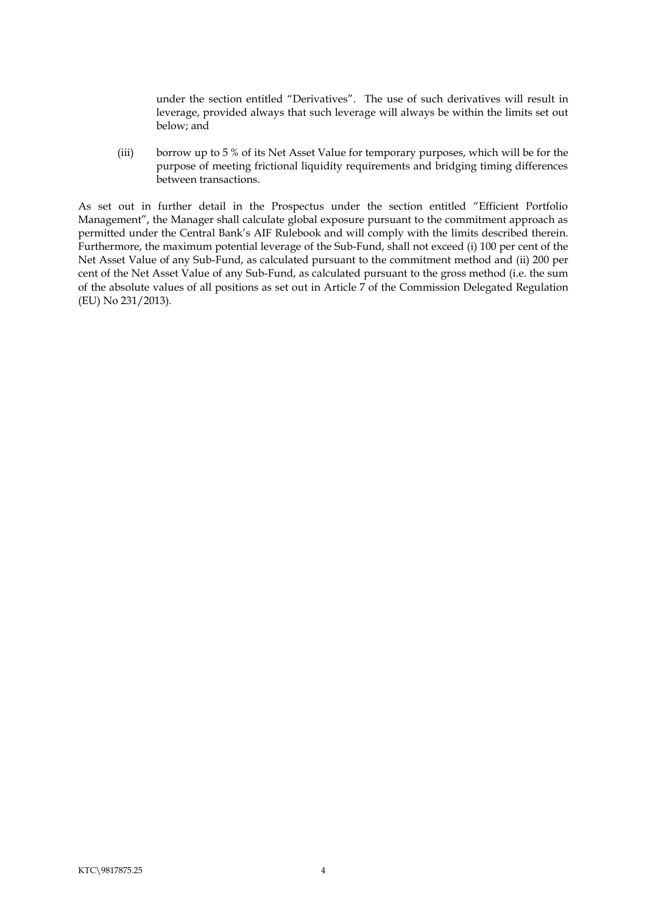under the section entitled "Derivatives". The use of such derivatives will result in leverage, provided always that such leverage will always be within the limits set out below; and

(iii) borrow up to 5 % of its Net Asset Value for temporary purposes, which will be for the purpose of meeting frictional liquidity requirements and bridging timing differences between transactions.

As set out in further detail in the Prospectus under the section entitled "Efficient Portfolio Management", the Manager shall calculate global exposure pursuant to the commitment approach as permitted under the Central Bank's AIF Rulebook and will comply with the limits described therein. Furthermore, the maximum potential leverage of the Sub-Fund, shall not exceed (i) 100 per cent of the Net Asset Value of any Sub-Fund, as calculated pursuant to the commitment method and (ii) 200 per cent of the Net Asset Value of any Sub-Fund, as calculated pursuant to the gross method (i.e. the sum of the absolute values of all positions as set out in Article 7 of the Commission Delegated Regulation (EU) No 231/2013).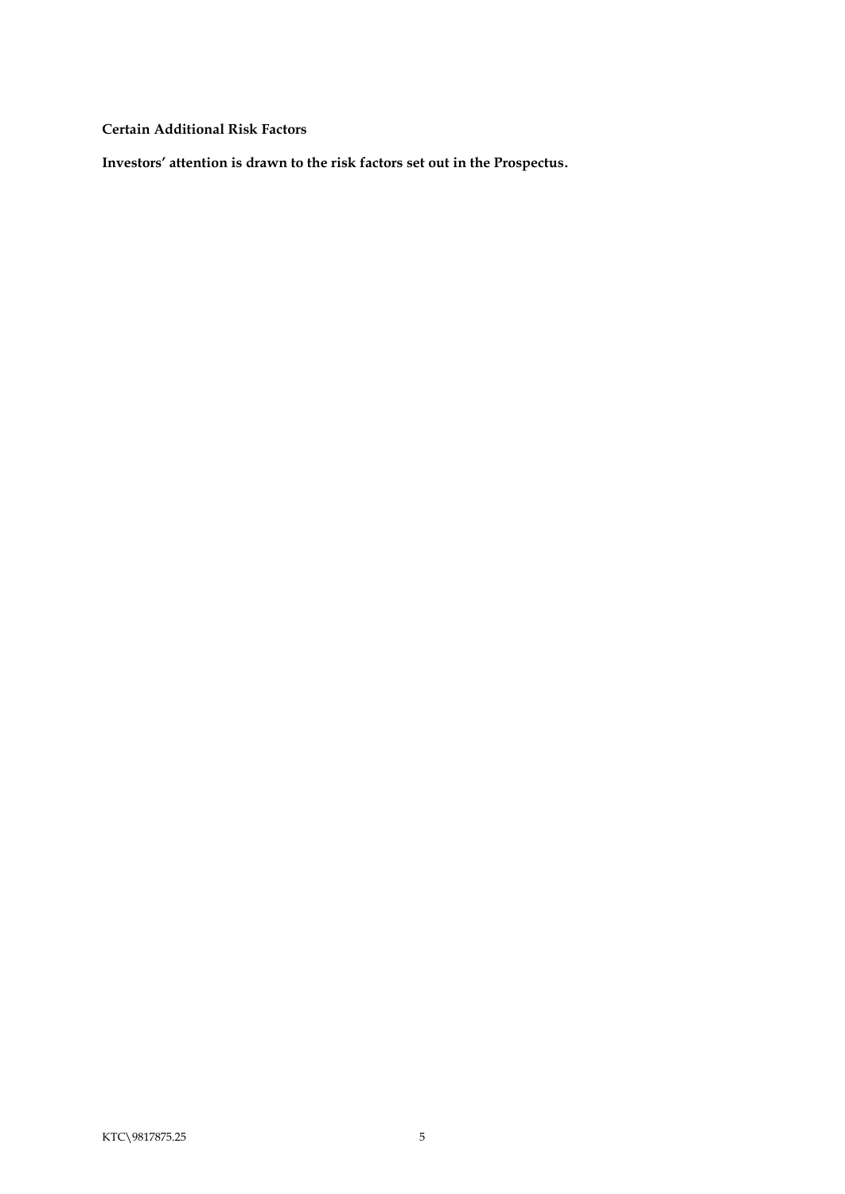**Certain Additional Risk Factors**

**Investors' attention is drawn to the risk factors set out in the Prospectus.**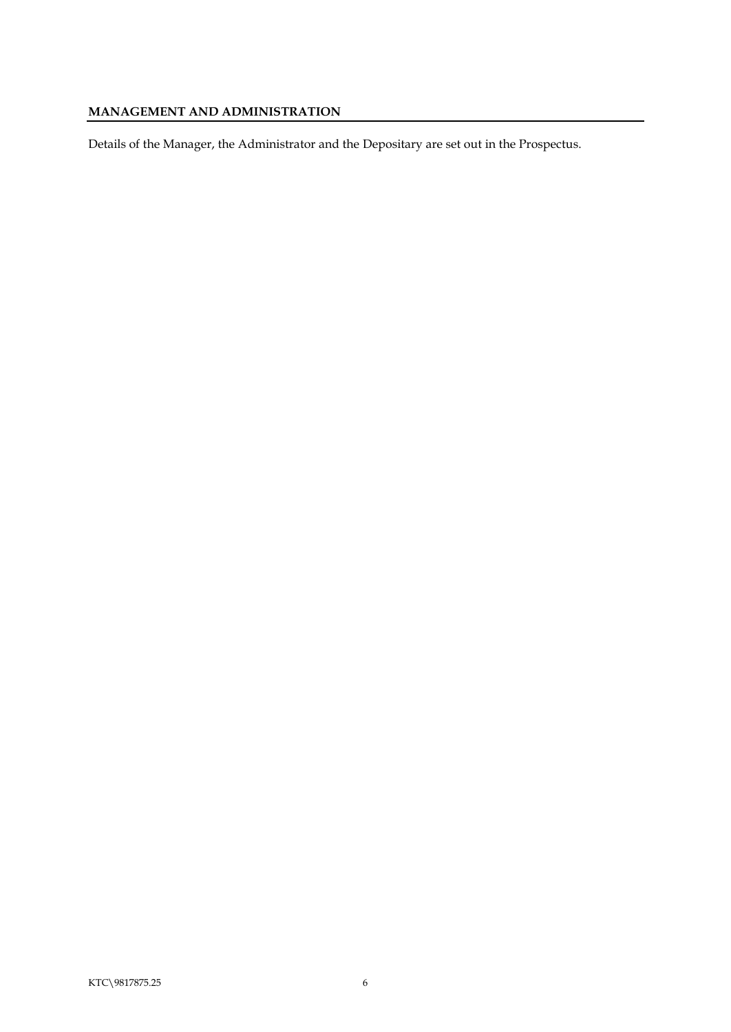## MANAGEMENT AND ADMINISTRATION

Details of the Manager, the Administrator and the Depositary are set out in the Prospectus.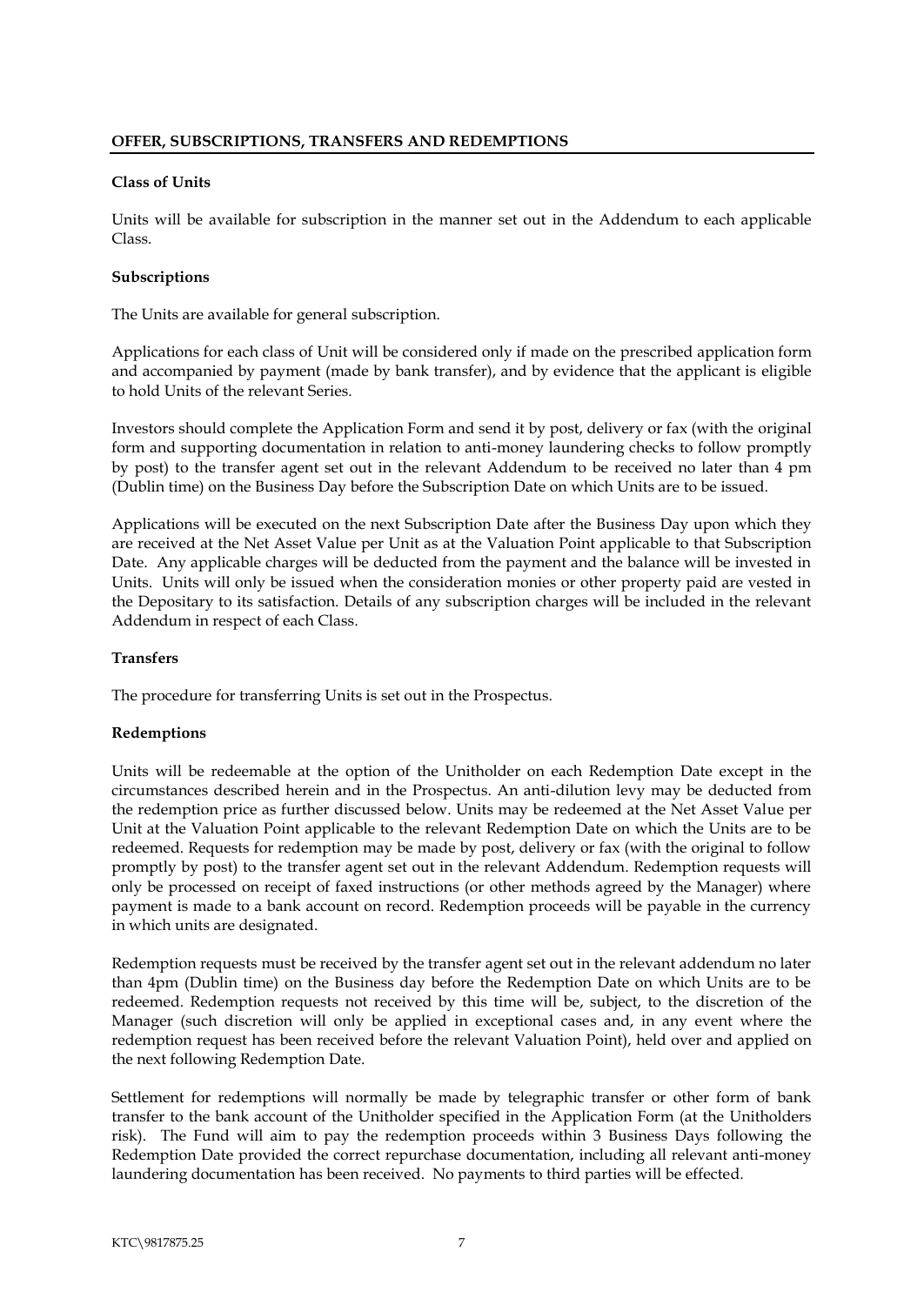## OFFER, SUBSCRIPTIONS, TRANSFERS AND REDEMPTIONS

### Class of Units

Units will be available for subscription in the manner set out in the Addendum to each applicable Class.

### Subscriptions

The Units are available for general subscription.

Applications for each class of Unit will be considered only if made on the prescribed application form and accompanied by payment (made by bank transfer), and by evidence that the applicant is eligible to hold Units of the relevant Series.

Investors should complete the Application Form and send it by post, delivery or fax (with the original form and supporting documentation in relation to anti-money laundering checks to follow promptly by post) to the transfer agent set out in the relevant Addendum to be received no later than 4 pm (Dublin time) on the Business Day before the Subscription Date on which Units are to be issued.

Applications will be executed on the next Subscription Date after the Business Day upon which they are received at the Net Asset Value per Unit as at the Valuation Point applicable to that Subscription Date. Any applicable charges will be deducted from the payment and the balance will be invested in Units. Units will only be issued when the consideration monies or other property paid are vested in the Depositary to its satisfaction. Details of any subscription charges will be included in the relevant Addendum in respect of each Class.

### Transfers

The procedure for transferring Units is set out in the Prospectus.

### Redemptions

Units will be redeemable at the option of the Unitholder on each Redemption Date except in the circumstances described herein and in the Prospectus. An anti-dilution levy may be deducted from the redemption price as further discussed below. Units may be redeemed at the Net Asset Value per Unit at the Valuation Point applicable to the relevant Redemption Date on which the Units are to be redeemed. Requests for redemption may be made by post, delivery or fax (with the original to follow promptly by post) to the transfer agent set out in the relevant Addendum. Redemption requests will only be processed on receipt of faxed instructions (or other methods agreed by the Manager) where payment is made to a bank account on record. Redemption proceeds will be payable in the currency in which units are designated.

Redemption requests must be received by the transfer agent set out in the relevant addendum no later than 4pm (Dublin time) on the Business day before the Redemption Date on which Units are to be redeemed. Redemption requests not received by this time will be, subject, to the discretion of the Manager (such discretion will only be applied in exceptional cases and, in any event where the redemption request has been received before the relevant Valuation Point), held over and applied on the next following Redemption Date.

Settlement for redemptions will normally be made by telegraphic transfer or other form of bank transfer to the bank account of the Unitholder specified in the Application Form (at the Unitholders risk). The Fund will aim to pay the redemption proceeds within 3 Business Days following the Redemption Date provided the correct repurchase documentation, including all relevant anti-money laundering documentation has been received. No payments to third parties will be effected.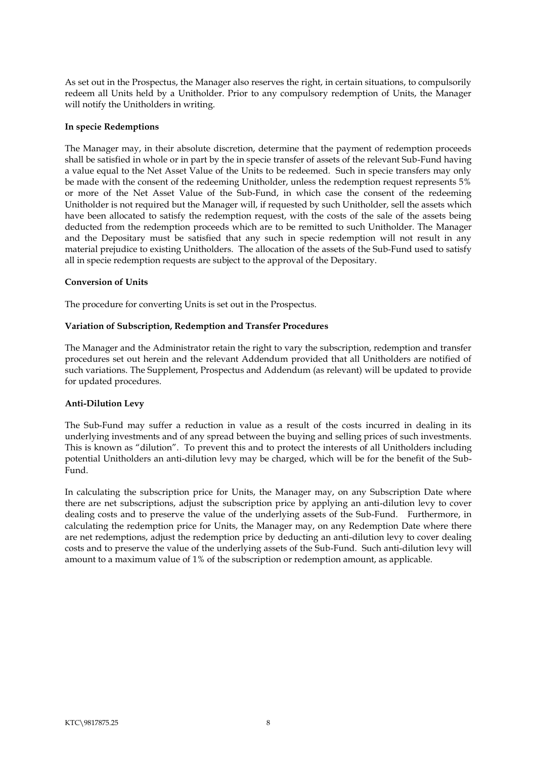As set out in the Prospectus, the Manager also reserves the right, in certain situations, to compulsorily redeem all Units held by a Unitholder. Prior to any compulsory redemption of Units, the Manager will notify the Unitholders in writing.

**In specie Redemptions**

The Manager may, in their absolute discretion, determine that the payment of redemption proceeds shall be satisfied in whole or in part by the in specie transfer of assets of the relevant Sub-Fund having a value equal to the Net Asset Value of the Units to be redeemed. Such in specie transfers may only be made with the consent of the redeeming Unitholder, unless the redemption request represents 5% or more of the Net Asset Value of the Sub-Fund, in which case the consent of the redeeming Unitholder is not required but the Manager will, if requested by such Unitholder, sell the assets which have been allocated to satisfy the redemption request, with the costs of the sale of the assets being deducted from the redemption proceeds which are to be remitted to such Unitholder. The Manager and the Depositary must be satisfied that any such in specie redemption will not result in any material prejudice to existing Unitholders. The allocation of the assets of the Sub-Fund used to satisfy all in specie redemption requests are subject to the approval of the Depositary.

**Conversion of Units**

The procedure for converting Units is set out in the Prospectus.

**Variation of Subscription, Redemption and Transfer Procedures**

The Manager and the Administrator retain the right to vary the subscription, redemption and transfer procedures set out herein and the relevant Addendum provided that all Unitholders are notified of such variations. The Supplement, Prospectus and Addendum (as relevant) will be updated to provide for updated procedures.

**Anti-Dilution Levy**

The Sub-Fund may suffer a reduction in value as a result of the costs incurred in dealing in its underlying investments and of any spread between the buying and selling prices of such investments. This is known as "dilution". To prevent this and to protect the interests of all Unitholders including potential Unitholders an anti-dilution levy may be charged, which will be for the benefit of the Sub-Fund.

In calculating the subscription price for Units, the Manager may, on any Subscription Date where there are net subscriptions, adjust the subscription price by applying an anti-dilution levy to cover dealing costs and to preserve the value of the underlying assets of the Sub-Fund. Furthermore, in calculating the redemption price for Units, the Manager may, on any Redemption Date where there are net redemptions, adjust the redemption price by deducting an anti-dilution levy to cover dealing costs and to preserve the value of the underlying assets of the Sub-Fund. Such anti-dilution levy will amount to a maximum value of 1% of the subscription or redemption amount, as applicable.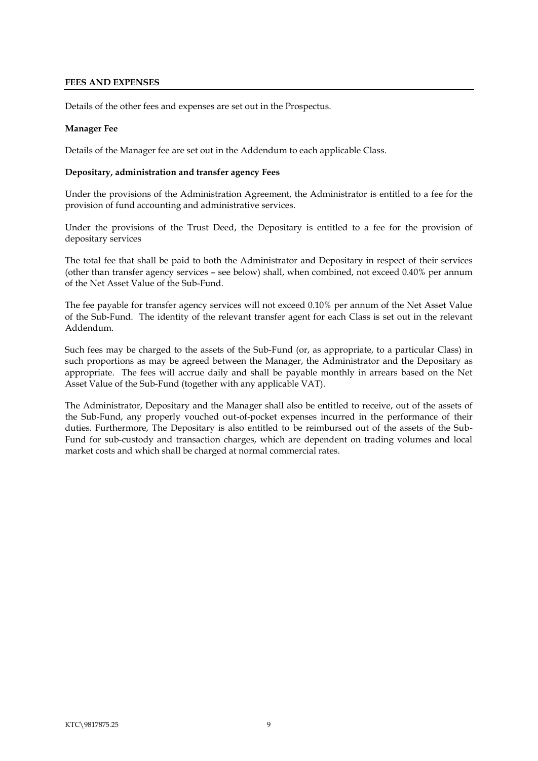## FEES AND EXPENSES

Details of the other fees and expenses are set out in the Prospectus.

**Manager Fee**

Details of the Manager fee are set out in the Addendum to each applicable Class.

**Depositary, administration and transfer agency Fees**

Under the provisions of the Administration Agreement, the Administrator is entitled to a fee for the provision of fund accounting and administrative services.

Under the provisions of the Trust Deed, the Depositary is entitled to a fee for the provision of depositary services

The total fee that shall be paid to both the Administrator and Depositary in respect of their services (other than transfer agency services – see below) shall, when combined, not exceed 0.40% per annum of the Net Asset Value of the Sub-Fund.

The fee payable for transfer agency services will not exceed 0.10% per annum of the Net Asset Value of the Sub-Fund. The identity of the relevant transfer agent for each Class is set out in the relevant Addendum.

Such fees may be charged to the assets of the Sub-Fund (or, as appropriate, to a particular Class) in such proportions as may be agreed between the Manager, the Administrator and the Depositary as appropriate. The fees will accrue daily and shall be payable monthly in arrears based on the Net Asset Value of the Sub-Fund (together with any applicable VAT).

The Administrator, Depositary and the Manager shall also be entitled to receive, out of the assets of the Sub-Fund, any properly vouched out-of-pocket expenses incurred in the performance of their duties. Furthermore, The Depositary is also entitled to be reimbursed out of the assets of the Sub-Fund for sub-custody and transaction charges, which are dependent on trading volumes and local market costs and which shall be charged at normal commercial rates.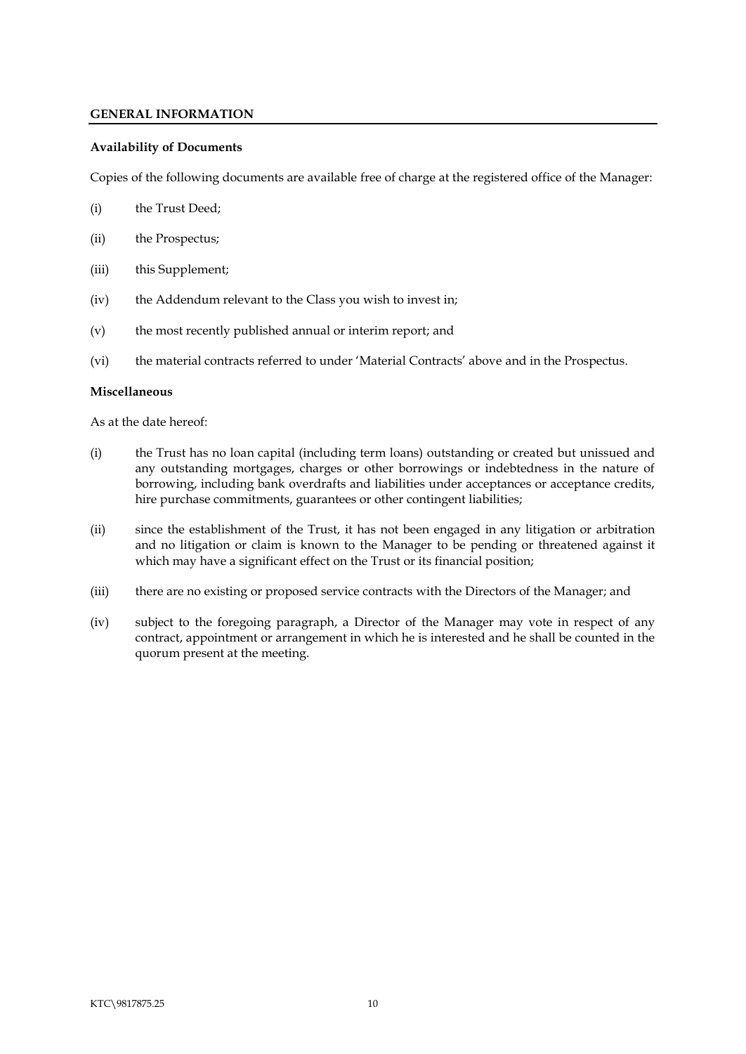## GENERAL INFORMATION

### Availability of Documents

Copies of the following documents are available free of charge at the registered office of the Manager:

(i) the Trust Deed;

(ii) the Prospectus;

(iii) this Supplement;

(iv) the Addendum relevant to the Class you wish to invest in;

(v) the most recently published annual or interim report; and

(vi) the material contracts referred to under 'Material Contracts' above and in the Prospectus.

### Miscellaneous

As at the date hereof:

(i) the Trust has no loan capital (including term loans) outstanding or created but unissued and any outstanding mortgages, charges or other borrowings or indebtedness in the nature of borrowing, including bank overdrafts and liabilities under acceptances or acceptance credits, hire purchase commitments, guarantees or other contingent liabilities;

(ii) since the establishment of the Trust, it has not been engaged in any litigation or arbitration and no litigation or claim is known to the Manager to be pending or threatened against it which may have a significant effect on the Trust or its financial position;

(iii) there are no existing or proposed service contracts with the Directors of the Manager; and

(iv) subject to the foregoing paragraph, a Director of the Manager may vote in respect of any contract, appointment or arrangement in which he is interested and he shall be counted in the quorum present at the meeting.

KTC\9817875.25